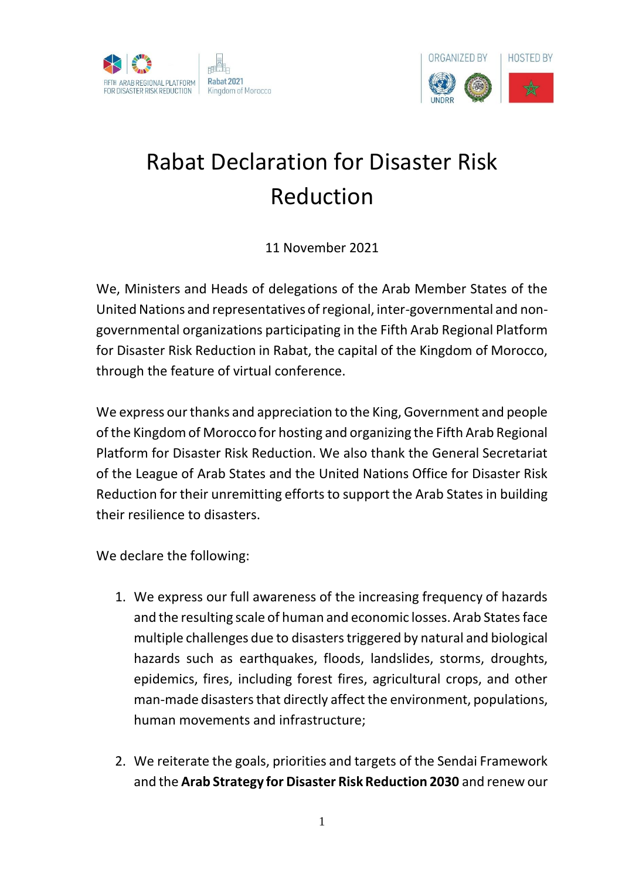# Rabat Declaration for Disaster Risk Reduction

11 November 2021

We, Ministers and Heads of delegations of the Arab Member States of the United Nations and representatives of regional, inter-governmental and non-governmental organizations participating in the Fifth Arab Regional Platform for Disaster Risk Reduction in Rabat, the capital of the Kingdom of Morocco, through the feature of virtual conference.

We express our thanks and appreciation to the King, Government and people of the Kingdom of Morocco for hosting and organizing the Fifth Arab Regional Platform for Disaster Risk Reduction. We also thank the General Secretariat of the League of Arab States and the United Nations Office for Disaster Risk Reduction for their unremitting efforts to support the Arab States in building their resilience to disasters.

We declare the following:

1. We express our full awareness of the increasing frequency of hazards and the resulting scale of human and economic losses. Arab States face multiple challenges due to disasters triggered by natural and biological hazards such as earthquakes, floods, landslides, storms, droughts, epidemics, fires, including forest fires, agricultural crops, and other man-made disasters that directly affect the environment, populations, human movements and infrastructure;

2. We reiterate the goals, priorities and targets of the Sendai Framework and the **Arab Strategy for Disaster Risk Reduction 2030** and renew our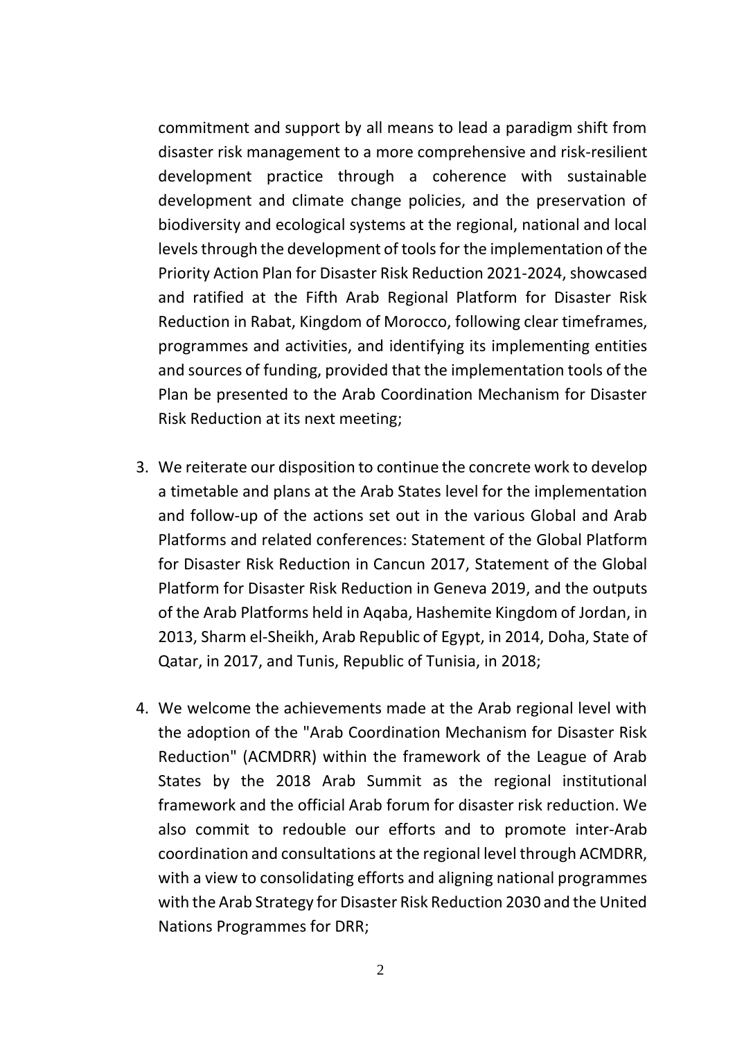commitment and support by all means to lead a paradigm shift from disaster risk management to a more comprehensive and risk-resilient development practice through a coherence with sustainable development and climate change policies, and the preservation of biodiversity and ecological systems at the regional, national and local levels through the development of tools for the implementation of the Priority Action Plan for Disaster Risk Reduction 2021-2024, showcased and ratified at the Fifth Arab Regional Platform for Disaster Risk Reduction in Rabat, Kingdom of Morocco, following clear timeframes, programmes and activities, and identifying its implementing entities and sources of funding, provided that the implementation tools of the Plan be presented to the Arab Coordination Mechanism for Disaster Risk Reduction at its next meeting;

3. We reiterate our disposition to continue the concrete work to develop a timetable and plans at the Arab States level for the implementation and follow-up of the actions set out in the various Global and Arab Platforms and related conferences: Statement of the Global Platform for Disaster Risk Reduction in Cancun 2017, Statement of the Global Platform for Disaster Risk Reduction in Geneva 2019, and the outputs of the Arab Platforms held in Aqaba, Hashemite Kingdom of Jordan, in 2013, Sharm el-Sheikh, Arab Republic of Egypt, in 2014, Doha, State of Qatar, in 2017, and Tunis, Republic of Tunisia, in 2018;

4. We welcome the achievements made at the Arab regional level with the adoption of the "Arab Coordination Mechanism for Disaster Risk Reduction" (ACMDRR) within the framework of the League of Arab States by the 2018 Arab Summit as the regional institutional framework and the official Arab forum for disaster risk reduction. We also commit to redouble our efforts and to promote inter-Arab coordination and consultations at the regional level through ACMDRR, with a view to consolidating efforts and aligning national programmes with the Arab Strategy for Disaster Risk Reduction 2030 and the United Nations Programmes for DRR;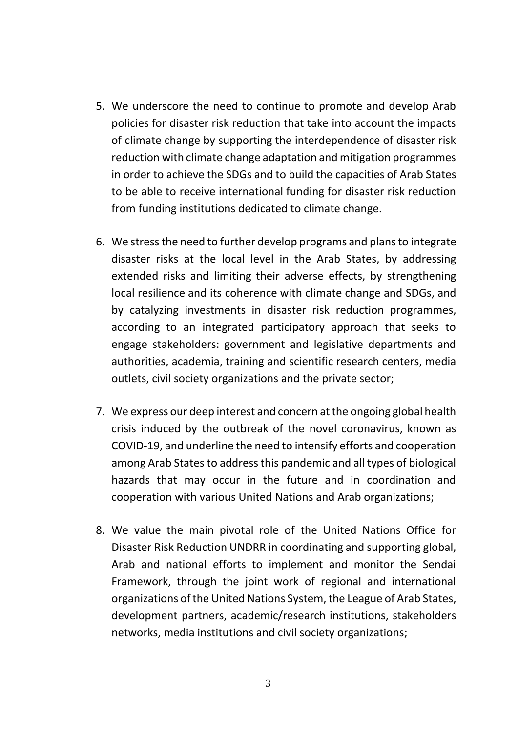5. We underscore the need to continue to promote and develop Arab policies for disaster risk reduction that take into account the impacts of climate change by supporting the interdependence of disaster risk reduction with climate change adaptation and mitigation programmes in order to achieve the SDGs and to build the capacities of Arab States to be able to receive international funding for disaster risk reduction from funding institutions dedicated to climate change.

6. We stress the need to further develop programs and plans to integrate disaster risks at the local level in the Arab States, by addressing extended risks and limiting their adverse effects, by strengthening local resilience and its coherence with climate change and SDGs, and by catalyzing investments in disaster risk reduction programmes, according to an integrated participatory approach that seeks to engage stakeholders: government and legislative departments and authorities, academia, training and scientific research centers, media outlets, civil society organizations and the private sector;

7. We express our deep interest and concern at the ongoing global health crisis induced by the outbreak of the novel coronavirus, known as COVID-19, and underline the need to intensify efforts and cooperation among Arab States to address this pandemic and all types of biological hazards that may occur in the future and in coordination and cooperation with various United Nations and Arab organizations;

8. We value the main pivotal role of the United Nations Office for Disaster Risk Reduction UNDRR in coordinating and supporting global, Arab and national efforts to implement and monitor the Sendai Framework, through the joint work of regional and international organizations of the United Nations System, the League of Arab States, development partners, academic/research institutions, stakeholders networks, media institutions and civil society organizations;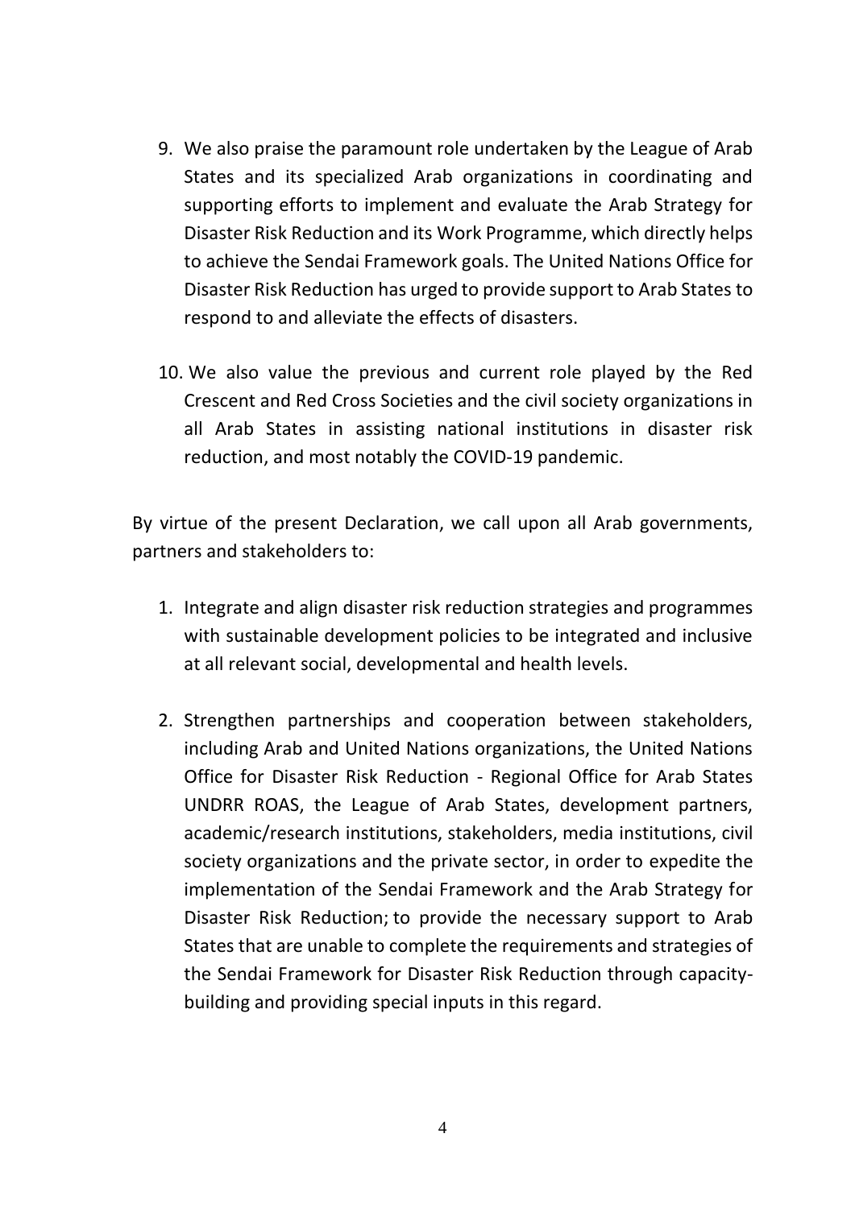9. We also praise the paramount role undertaken by the League of Arab States and its specialized Arab organizations in coordinating and supporting efforts to implement and evaluate the Arab Strategy for Disaster Risk Reduction and its Work Programme, which directly helps to achieve the Sendai Framework goals. The United Nations Office for Disaster Risk Reduction has urged to provide support to Arab States to respond to and alleviate the effects of disasters.

10. We also value the previous and current role played by the Red Crescent and Red Cross Societies and the civil society organizations in all Arab States in assisting national institutions in disaster risk reduction, and most notably the COVID-19 pandemic.

By virtue of the present Declaration, we call upon all Arab governments, partners and stakeholders to:

1. Integrate and align disaster risk reduction strategies and programmes with sustainable development policies to be integrated and inclusive at all relevant social, developmental and health levels.

2. Strengthen partnerships and cooperation between stakeholders, including Arab and United Nations organizations, the United Nations Office for Disaster Risk Reduction - Regional Office for Arab States UNDRR ROAS, the League of Arab States, development partners, academic/research institutions, stakeholders, media institutions, civil society organizations and the private sector, in order to expedite the implementation of the Sendai Framework and the Arab Strategy for Disaster Risk Reduction; to provide the necessary support to Arab States that are unable to complete the requirements and strategies of the Sendai Framework for Disaster Risk Reduction through capacity-building and providing special inputs in this regard.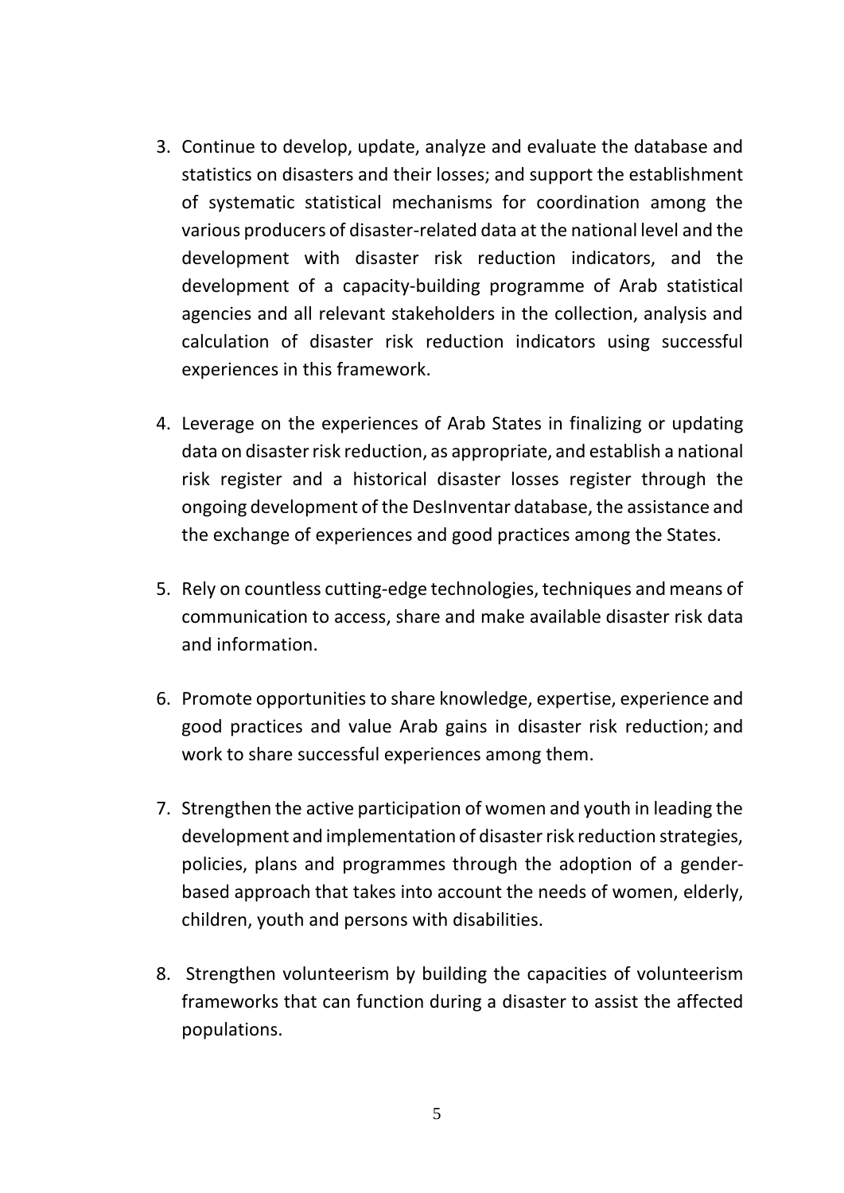3. Continue to develop, update, analyze and evaluate the database and statistics on disasters and their losses; and support the establishment of systematic statistical mechanisms for coordination among the various producers of disaster-related data at the national level and the development with disaster risk reduction indicators, and the development of a capacity-building programme of Arab statistical agencies and all relevant stakeholders in the collection, analysis and calculation of disaster risk reduction indicators using successful experiences in this framework.

4. Leverage on the experiences of Arab States in finalizing or updating data on disaster risk reduction, as appropriate, and establish a national risk register and a historical disaster losses register through the ongoing development of the DesInventar database, the assistance and the exchange of experiences and good practices among the States.

5. Rely on countless cutting-edge technologies, techniques and means of communication to access, share and make available disaster risk data and information.

6. Promote opportunities to share knowledge, expertise, experience and good practices and value Arab gains in disaster risk reduction; and work to share successful experiences among them.

7. Strengthen the active participation of women and youth in leading the development and implementation of disaster risk reduction strategies, policies, plans and programmes through the adoption of a gender-based approach that takes into account the needs of women, elderly, children, youth and persons with disabilities.

8. Strengthen volunteerism by building the capacities of volunteerism frameworks that can function during a disaster to assist the affected populations.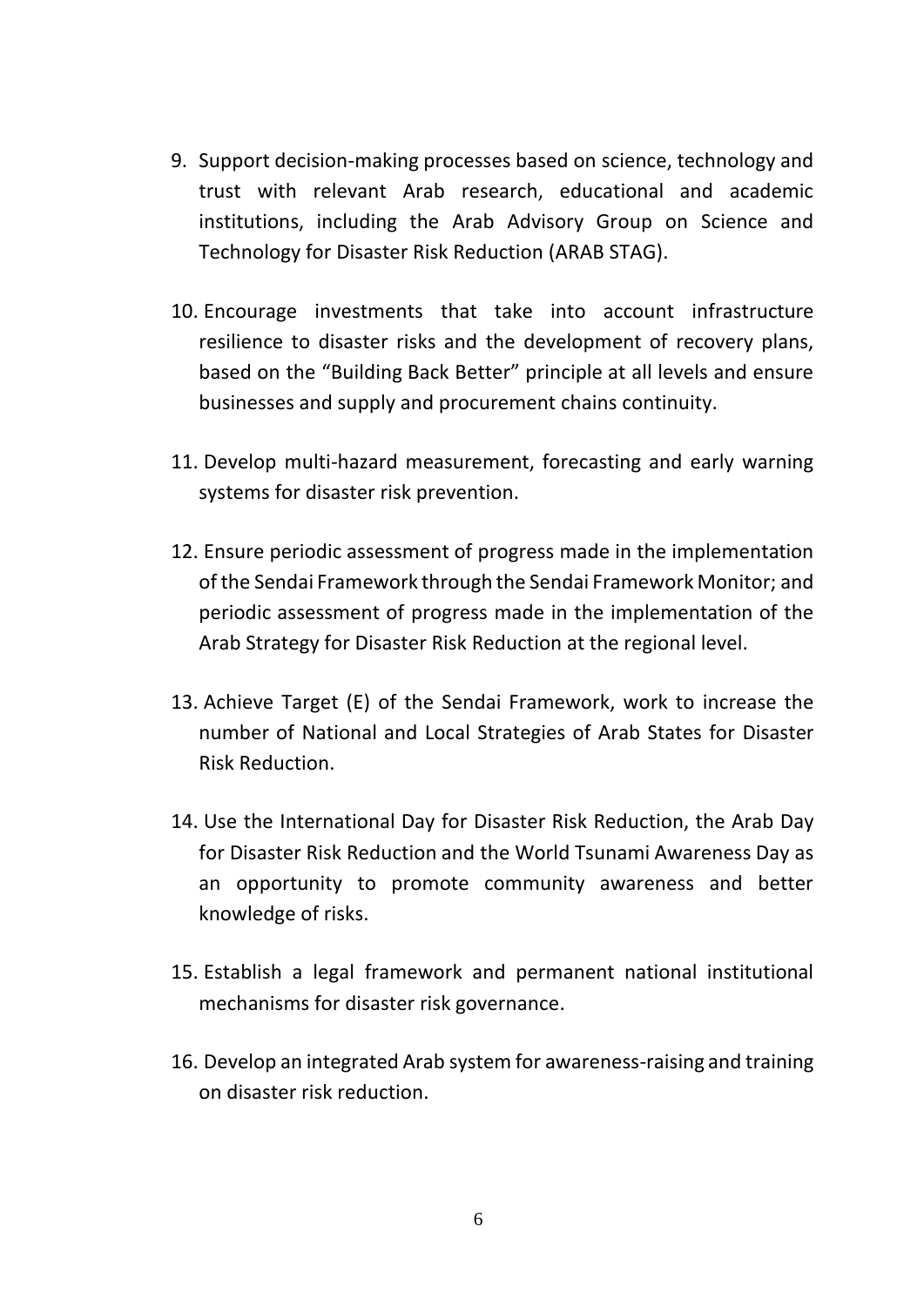9. Support decision-making processes based on science, technology and trust with relevant Arab research, educational and academic institutions, including the Arab Advisory Group on Science and Technology for Disaster Risk Reduction (ARAB STAG).

10. Encourage investments that take into account infrastructure resilience to disaster risks and the development of recovery plans, based on the "Building Back Better" principle at all levels and ensure businesses and supply and procurement chains continuity.

11. Develop multi-hazard measurement, forecasting and early warning systems for disaster risk prevention.

12. Ensure periodic assessment of progress made in the implementation of the Sendai Framework through the Sendai Framework Monitor; and periodic assessment of progress made in the implementation of the Arab Strategy for Disaster Risk Reduction at the regional level.

13. Achieve Target (E) of the Sendai Framework, work to increase the number of National and Local Strategies of Arab States for Disaster Risk Reduction.

14. Use the International Day for Disaster Risk Reduction, the Arab Day for Disaster Risk Reduction and the World Tsunami Awareness Day as an opportunity to promote community awareness and better knowledge of risks.

15. Establish a legal framework and permanent national institutional mechanisms for disaster risk governance.

16. Develop an integrated Arab system for awareness-raising and training on disaster risk reduction.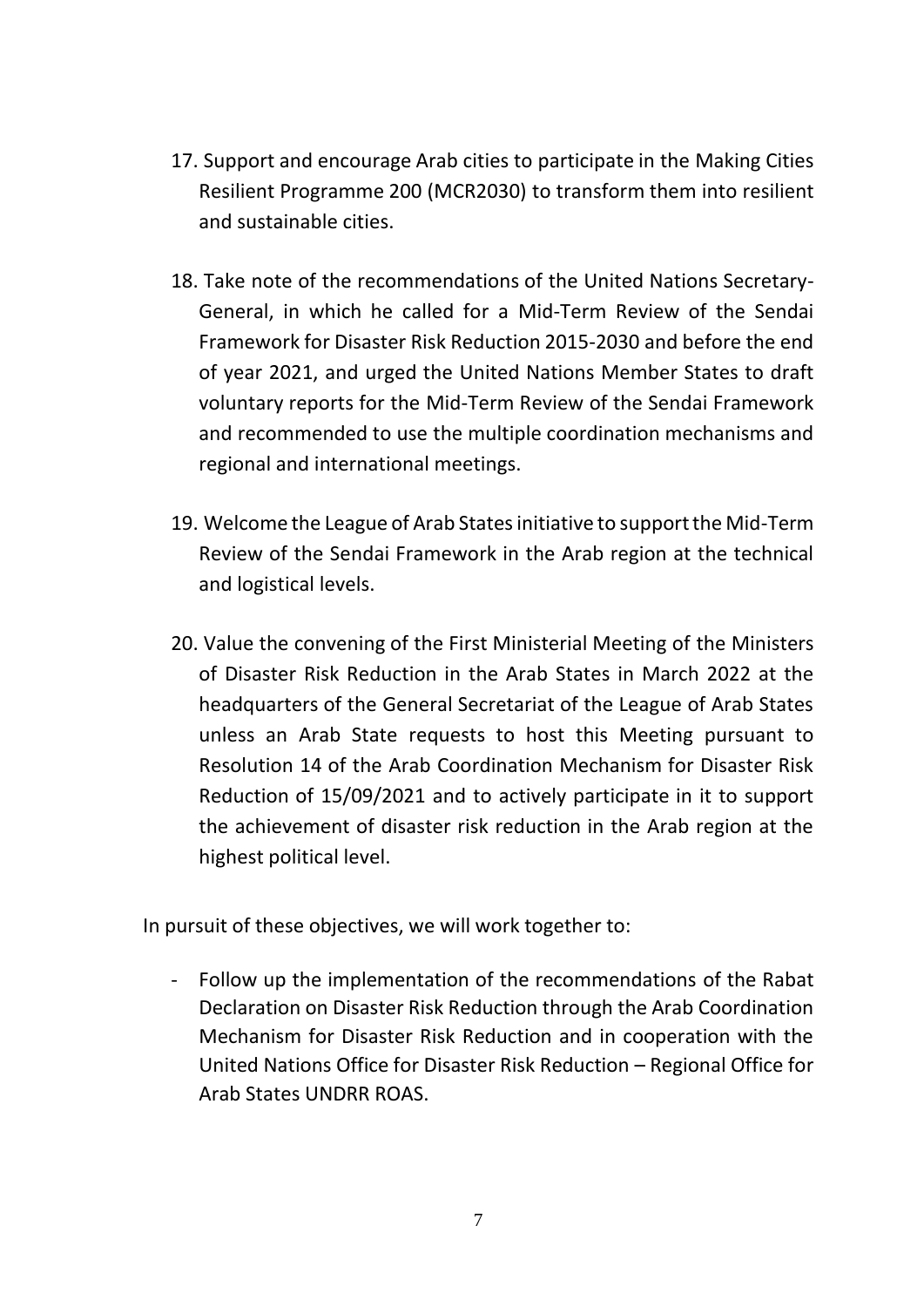17. Support and encourage Arab cities to participate in the Making Cities Resilient Programme 200 (MCR2030) to transform them into resilient and sustainable cities.

18. Take note of the recommendations of the United Nations Secretary-General, in which he called for a Mid-Term Review of the Sendai Framework for Disaster Risk Reduction 2015-2030 and before the end of year 2021, and urged the United Nations Member States to draft voluntary reports for the Mid-Term Review of the Sendai Framework and recommended to use the multiple coordination mechanisms and regional and international meetings.

19. Welcome the League of Arab States initiative to support the Mid-Term Review of the Sendai Framework in the Arab region at the technical and logistical levels.

20. Value the convening of the First Ministerial Meeting of the Ministers of Disaster Risk Reduction in the Arab States in March 2022 at the headquarters of the General Secretariat of the League of Arab States unless an Arab State requests to host this Meeting pursuant to Resolution 14 of the Arab Coordination Mechanism for Disaster Risk Reduction of 15/09/2021 and to actively participate in it to support the achievement of disaster risk reduction in the Arab region at the highest political level.

In pursuit of these objectives, we will work together to:

- Follow up the implementation of the recommendations of the Rabat Declaration on Disaster Risk Reduction through the Arab Coordination Mechanism for Disaster Risk Reduction and in cooperation with the United Nations Office for Disaster Risk Reduction – Regional Office for Arab States UNDRR ROAS.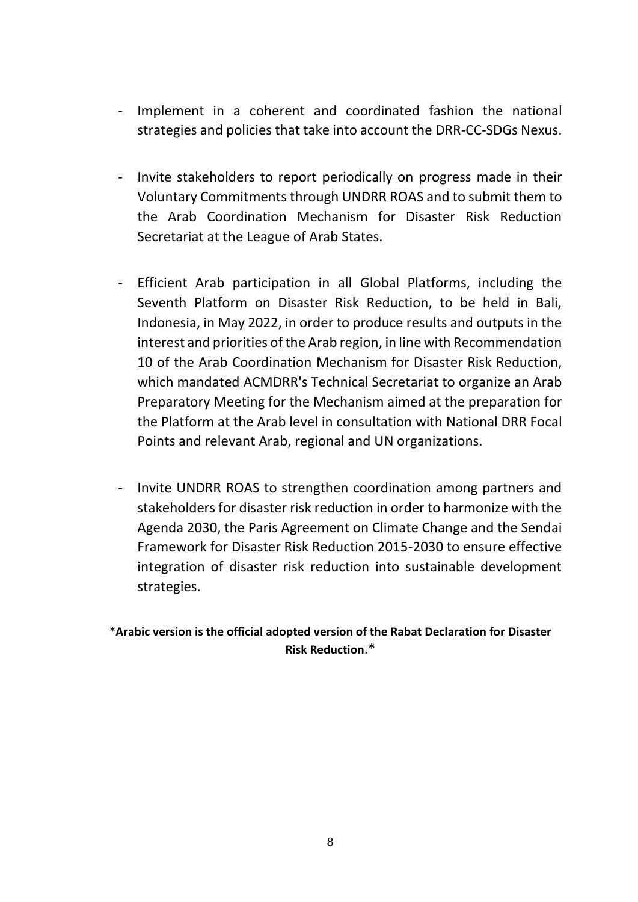- Implement in a coherent and coordinated fashion the national strategies and policies that take into account the DRR-CC-SDGs Nexus.

- Invite stakeholders to report periodically on progress made in their Voluntary Commitments through UNDRR ROAS and to submit them to the Arab Coordination Mechanism for Disaster Risk Reduction Secretariat at the League of Arab States.

- Efficient Arab participation in all Global Platforms, including the Seventh Platform on Disaster Risk Reduction, to be held in Bali, Indonesia, in May 2022, in order to produce results and outputs in the interest and priorities of the Arab region, in line with Recommendation 10 of the Arab Coordination Mechanism for Disaster Risk Reduction, which mandated ACMDRR's Technical Secretariat to organize an Arab Preparatory Meeting for the Mechanism aimed at the preparation for the Platform at the Arab level in consultation with National DRR Focal Points and relevant Arab, regional and UN organizations.

- Invite UNDRR ROAS to strengthen coordination among partners and stakeholders for disaster risk reduction in order to harmonize with the Agenda 2030, the Paris Agreement on Climate Change and the Sendai Framework for Disaster Risk Reduction 2015-2030 to ensure effective integration of disaster risk reduction into sustainable development strategies.

**\*Arabic version is the official adopted version of the Rabat Declaration for Disaster Risk Reduction.\***